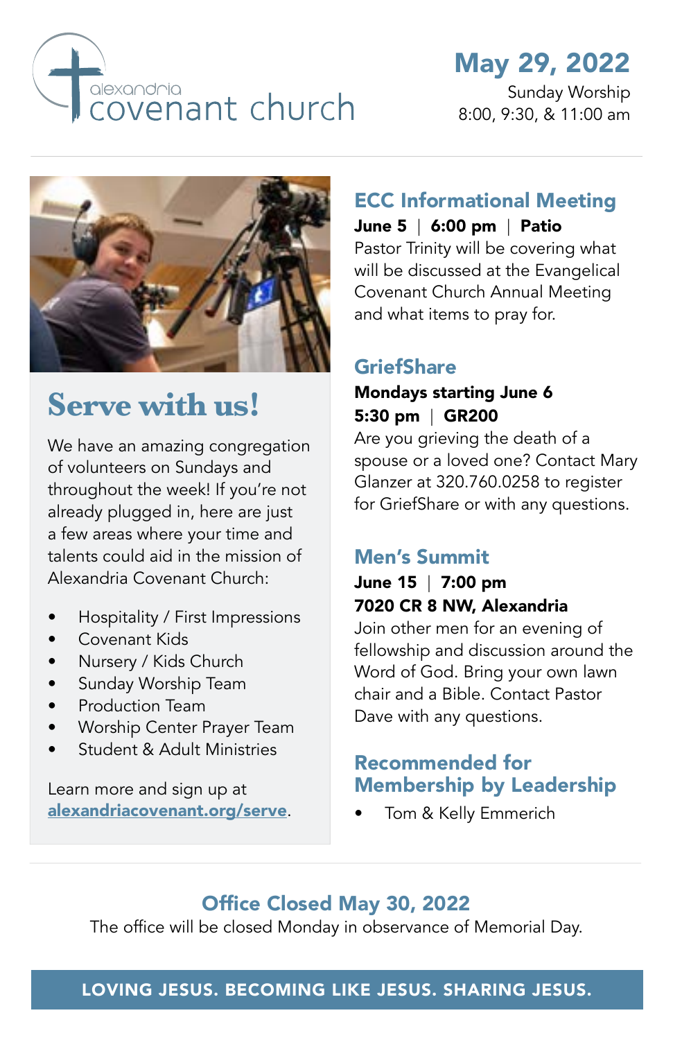alexandria covenant church

**May 29, 2022**
Sunday Worship
8:00, 9:30, & 11:00 am

## Serve with us!

We have an amazing congregation of volunteers on Sundays and throughout the week! If you're not already plugged in, here are just a few areas where your time and talents could aid in the mission of Alexandria Covenant Church:

- Hospitality / First Impressions
- Covenant Kids
- Nursery / Kids Church
- Sunday Worship Team
- Production Team
- Worship Center Prayer Team
- Student & Adult Ministries

Learn more and sign up at [alexandriacovenant.org/serve](alexandriacovenant.org/serve).

## ECC Informational Meeting

**June 5 | 6:00 pm | Patio**

Pastor Trinity will be covering what will be discussed at the Evangelical Covenant Church Annual Meeting and what items to pray for.

## GriefShare

**Mondays starting June 6**
**5:30 pm | GR200**

Are you grieving the death of a spouse or a loved one? Contact Mary Glanzer at 320.760.0258 to register for GriefShare or with any questions.

## Men's Summit

**June 15 | 7:00 pm**
**7020 CR 8 NW, Alexandria**

Join other men for an evening of fellowship and discussion around the Word of God. Bring your own lawn chair and a Bible. Contact Pastor Dave with any questions.

## Recommended for Membership by Leadership

- Tom & Kelly Emmerich

## Office Closed May 30, 2022

The office will be closed Monday in observance of Memorial Day.

LOVING JESUS. BECOMING LIKE JESUS. SHARING JESUS.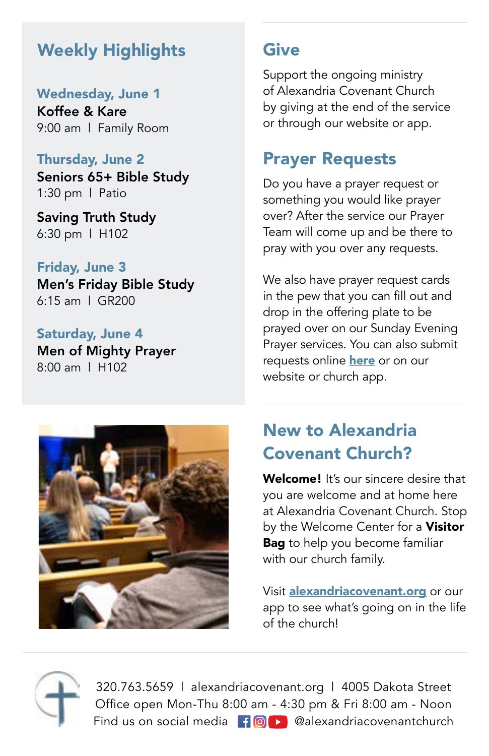## Weekly Highlights

### Wednesday, June 1

**Koffee & Kare**
9:00 am | Family Room

### Thursday, June 2

**Seniors 65+ Bible Study**
1:30 pm | Patio

**Saving Truth Study**
6:30 pm | H102

### Friday, June 3

**Men's Friday Bible Study**
6:15 am | GR200

### Saturday, June 4

**Men of Mighty Prayer**
8:00 am | H102

## Give

Support the ongoing ministry of Alexandria Covenant Church by giving at the end of the service or through our website or app.

## Prayer Requests

Do you have a prayer request or something you would like prayer over? After the service our Prayer Team will come up and be there to pray with you over any requests.

We also have prayer request cards in the pew that you can fill out and drop in the offering plate to be prayed over on our Sunday Evening Prayer services. You can also submit requests online here or on our website or church app.

## New to Alexandria Covenant Church?

**Welcome!** It's our sincere desire that you are welcome and at home here at Alexandria Covenant Church. Stop by the Welcome Center for a **Visitor Bag** to help you become familiar with our church family.

Visit alexandriacovenant.org or our app to see what's going on in the life of the church!

320.763.5659 | alexandriacovenant.org | 4005 Dakota Street
Office open Mon-Thu 8:00 am - 4:30 pm & Fri 8:00 am - Noon
Find us on social media @alexandriacovenantchurch